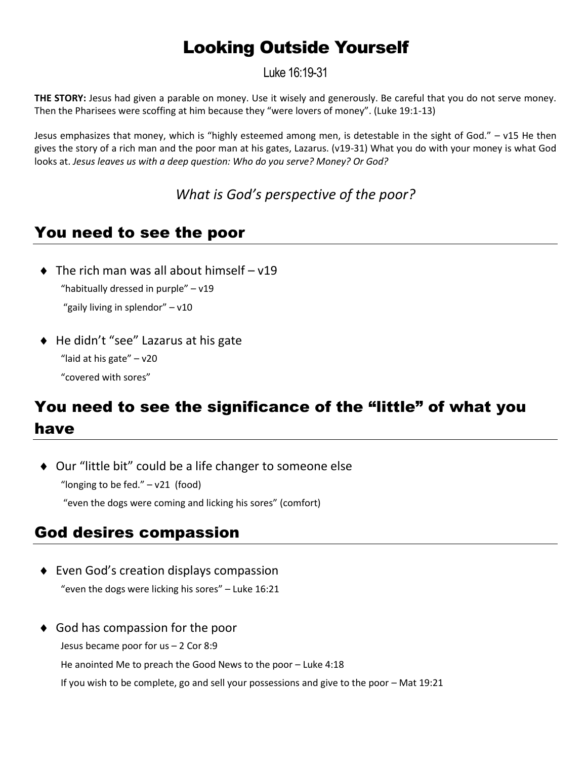# Looking Outside Yourself

Luke 16:19-31

**THE STORY:** Jesus had given a parable on money. Use it wisely and generously. Be careful that you do not serve money. Then the Pharisees were scoffing at him because they "were lovers of money". (Luke 19:1-13)

Jesus emphasizes that money, which is "highly esteemed among men, is detestable in the sight of God." – v15 He then gives the story of a rich man and the poor man at his gates, Lazarus. (v19-31) What you do with your money is what God looks at. *Jesus leaves us with a deep question: Who do you serve? Money? Or God?*

*What is God's perspective of the poor?*

## You need to see the poor

- The rich man was all about himself – v19

  "habitually dressed in purple" – v19

  "gaily living in splendor" – v10

- He didn't "see" Lazarus at his gate

  "laid at his gate" – v20

  "covered with sores"

## You need to see the significance of the "little" of what you have

- Our "little bit" could be a life changer to someone else

  "longing to be fed." – v21 (food)

  "even the dogs were coming and licking his sores" (comfort)

## God desires compassion

- Even God's creation displays compassion

  "even the dogs were licking his sores" – Luke 16:21

- God has compassion for the poor

  Jesus became poor for us – 2 Cor 8:9

  He anointed Me to preach the Good News to the poor – Luke 4:18

  If you wish to be complete, go and sell your possessions and give to the poor – Mat 19:21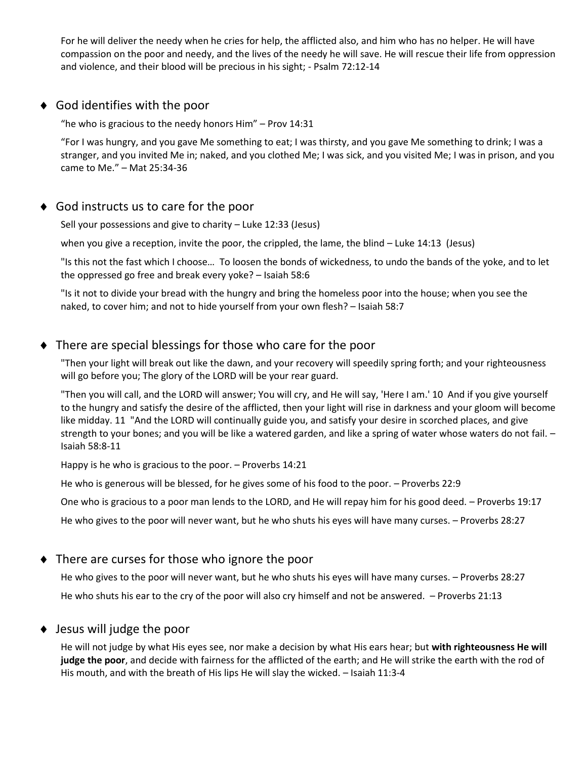For he will deliver the needy when he cries for help, the afflicted also, and him who has no helper. He will have compassion on the poor and needy, and the lives of the needy he will save. He will rescue their life from oppression and violence, and their blood will be precious in his sight; - Psalm 72:12-14

- God identifies with the poor

  "he who is gracious to the needy honors Him" – Prov 14:31

  "For I was hungry, and you gave Me something to eat; I was thirsty, and you gave Me something to drink; I was a stranger, and you invited Me in; naked, and you clothed Me; I was sick, and you visited Me; I was in prison, and you came to Me." – Mat 25:34-36

- God instructs us to care for the poor

  Sell your possessions and give to charity – Luke 12:33 (Jesus)

  when you give a reception, invite the poor, the crippled, the lame, the blind – Luke 14:13 (Jesus)

  "Is this not the fast which I choose… To loosen the bonds of wickedness, to undo the bands of the yoke, and to let the oppressed go free and break every yoke? – Isaiah 58:6

  "Is it not to divide your bread with the hungry and bring the homeless poor into the house; when you see the naked, to cover him; and not to hide yourself from your own flesh? – Isaiah 58:7

- There are special blessings for those who care for the poor

  "Then your light will break out like the dawn, and your recovery will speedily spring forth; and your righteousness will go before you; The glory of the LORD will be your rear guard.

  "Then you will call, and the LORD will answer; You will cry, and He will say, 'Here I am.' 10 And if you give yourself to the hungry and satisfy the desire of the afflicted, then your light will rise in darkness and your gloom will become like midday. 11 "And the LORD will continually guide you, and satisfy your desire in scorched places, and give strength to your bones; and you will be like a watered garden, and like a spring of water whose waters do not fail. – Isaiah 58:8-11

  Happy is he who is gracious to the poor. – Proverbs 14:21

  He who is generous will be blessed, for he gives some of his food to the poor. – Proverbs 22:9

  One who is gracious to a poor man lends to the LORD, and He will repay him for his good deed. – Proverbs 19:17

  He who gives to the poor will never want, but he who shuts his eyes will have many curses. – Proverbs 28:27

- There are curses for those who ignore the poor

  He who gives to the poor will never want, but he who shuts his eyes will have many curses. – Proverbs 28:27

  He who shuts his ear to the cry of the poor will also cry himself and not be answered. – Proverbs 21:13

- Jesus will judge the poor

  He will not judge by what His eyes see, nor make a decision by what His ears hear; but **with righteousness He will judge the poor**, and decide with fairness for the afflicted of the earth; and He will strike the earth with the rod of His mouth, and with the breath of His lips He will slay the wicked. – Isaiah 11:3-4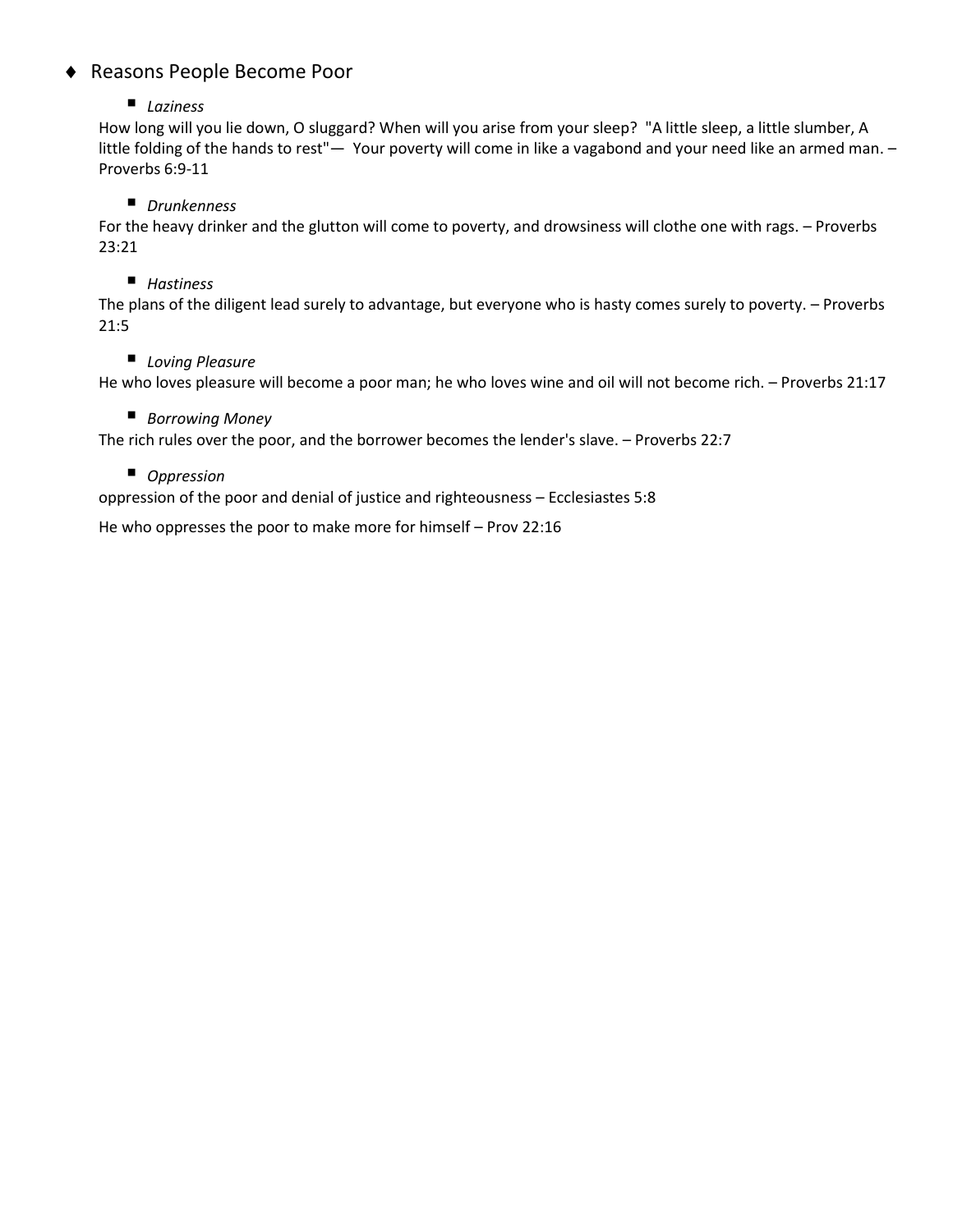- Reasons People Become Poor
  - *Laziness*

How long will you lie down, O sluggard? When will you arise from your sleep? "A little sleep, a little slumber, A little folding of the hands to rest"— Your poverty will come in like a vagabond and your need like an armed man. – Proverbs 6:9-11

  - *Drunkenness*

For the heavy drinker and the glutton will come to poverty, and drowsiness will clothe one with rags. – Proverbs 23:21

  - *Hastiness*

The plans of the diligent lead surely to advantage, but everyone who is hasty comes surely to poverty. – Proverbs 21:5

  - *Loving Pleasure*

He who loves pleasure will become a poor man; he who loves wine and oil will not become rich. – Proverbs 21:17

  - *Borrowing Money*

The rich rules over the poor, and the borrower becomes the lender's slave. – Proverbs 22:7

  - *Oppression*

oppression of the poor and denial of justice and righteousness – Ecclesiastes 5:8

He who oppresses the poor to make more for himself – Prov 22:16